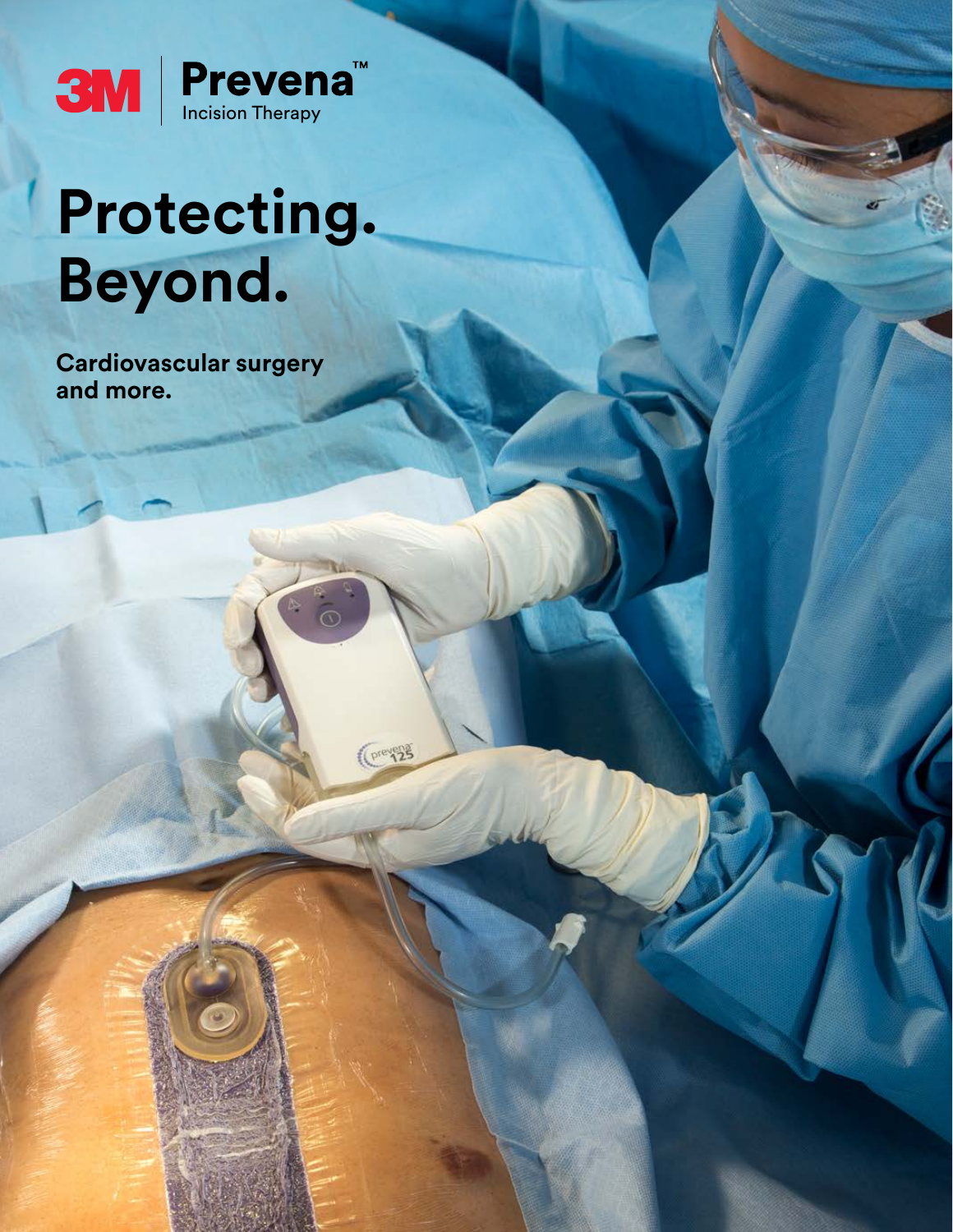3M | Prevena™ Incision Therapy

# Protecting. Beyond.

**Cardiovascular surgery and more.**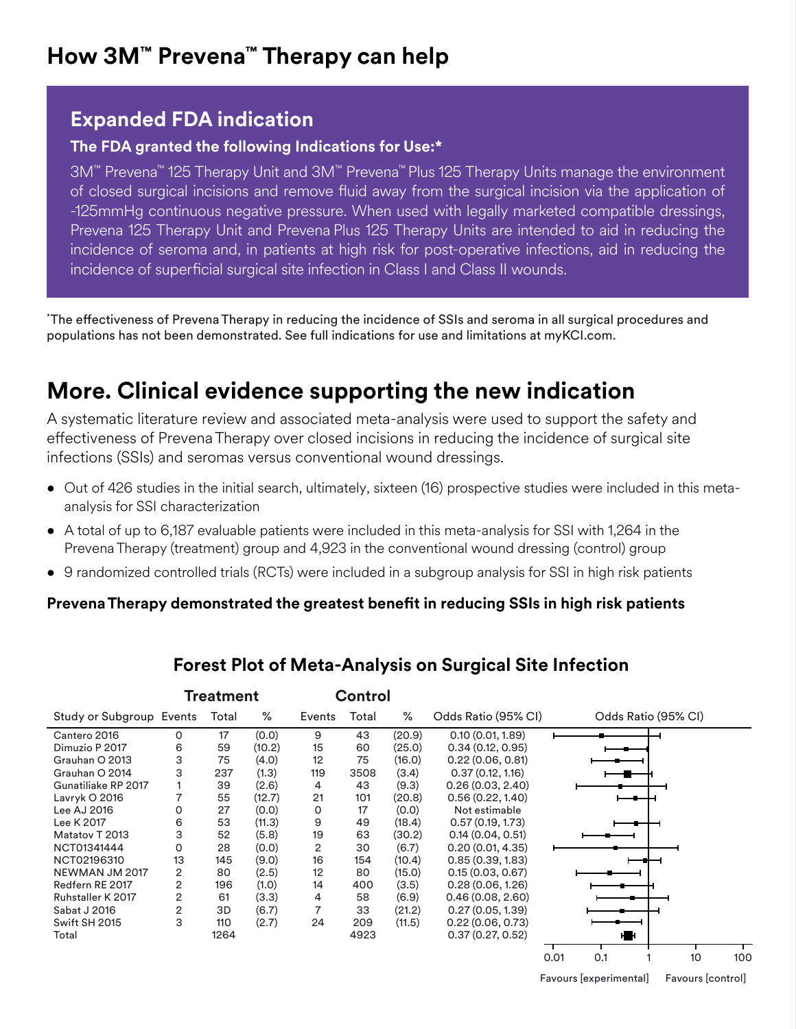# How 3M™ Prevena™ Therapy can help

## Expanded FDA indication

**The FDA granted the following Indications for Use:***

3M™ Prevena™ 125 Therapy Unit and 3M™ Prevena™ Plus 125 Therapy Units manage the environment of closed surgical incisions and remove fluid away from the surgical incision via the application of -125mmHg continuous negative pressure. When used with legally marketed compatible dressings, Prevena 125 Therapy Unit and Prevena Plus 125 Therapy Units are intended to aid in reducing the incidence of seroma and, in patients at high risk for post-operative infections, aid in reducing the incidence of superficial surgical site infection in Class I and Class II wounds.

*The effectiveness of Prevena Therapy in reducing the incidence of SSIs and seroma in all surgical procedures and populations has not been demonstrated. See full indications for use and limitations at myKCI.com.

# More. Clinical evidence supporting the new indication

A systematic literature review and associated meta-analysis were used to support the safety and effectiveness of Prevena Therapy over closed incisions in reducing the incidence of surgical site infections (SSIs) and seromas versus conventional wound dressings.

- Out of 426 studies in the initial search, ultimately, sixteen (16) prospective studies were included in this meta-analysis for SSI characterization
- A total of up to 6,187 evaluable patients were included in this meta-analysis for SSI with 1,264 in the Prevena Therapy (treatment) group and 4,923 in the conventional wound dressing (control) group
- 9 randomized controlled trials (RCTs) were included in a subgroup analysis for SSI in high risk patients

**Prevena Therapy demonstrated the greatest benefit in reducing SSIs in high risk patients**

### Forest Plot of Meta-Analysis on Surgical Site Infection

| | Treatment | | | Control | | | |
|---|---|---|---|---|---|---|---|
| Study or Subgroup | Events | Total | % | Events | Total | % | Odds Ratio (95% CI) |
| Cantero 2016 | 0 | 17 | (0.0) | 9 | 43 | (20.9) | 0.10 (0.01, 1.89) |
| Dimuzio P 2017 | 6 | 59 | (10.2) | 15 | 60 | (25.0) | 0.34 (0.12, 0.95) |
| Grauhan O 2013 | 3 | 75 | (4.0) | 12 | 75 | (16.0) | 0.22 (0.06, 0.81) |
| Grauhan O 2014 | 3 | 237 | (1.3) | 119 | 3508 | (3.4) | 0.37 (0.12, 1.16) |
| Gunatiliake RP 2017 | 1 | 39 | (2.6) | 4 | 43 | (9.3) | 0.26 (0.03, 2.40) |
| Lavryk O 2016 | 7 | 55 | (12.7) | 21 | 101 | (20.8) | 0.56 (0.22, 1.40) |
| Lee AJ 2016 | 0 | 27 | (0.0) | 0 | 17 | (0.0) | Not estimable |
| Lee K 2017 | 6 | 53 | (11.3) | 9 | 49 | (18.4) | 0.57 (0.19, 1.73) |
| Matatov T 2013 | 3 | 52 | (5.8) | 19 | 63 | (30.2) | 0.14 (0.04, 0.51) |
| NCT01341444 | 0 | 28 | (0.0) | 2 | 30 | (6.7) | 0.20 (0.01, 4.35) |
| NCT02196310 | 13 | 145 | (9.0) | 16 | 154 | (10.4) | 0.85 (0.39, 1.83) |
| NEWMAN JM 2017 | 2 | 80 | (2.5) | 12 | 80 | (15.0) | 0.15 (0.03, 0.67) |
| Redfern RE 2017 | 2 | 196 | (1.0) | 14 | 400 | (3.5) | 0.28 (0.06, 1.26) |
| Ruhstaller K 2017 | 2 | 61 | (3.3) | 4 | 58 | (6.9) | 0.46 (0.08, 2.60) |
| Sabat J 2016 | 2 | 3D | (6.7) | 7 | 33 | (21.2) | 0.27 (0.05, 1.39) |
| Swift SH 2015 | 3 | 110 | (2.7) | 24 | 209 | (11.5) | 0.22 (0.06, 0.73) |
| Total | | 1264 | | | 4923 | | 0.37 (0.27, 0.52) |

Odds Ratio (95% CI): 0.01, 0.1, 1, 10, 100

Favours [experimental] Favours [control]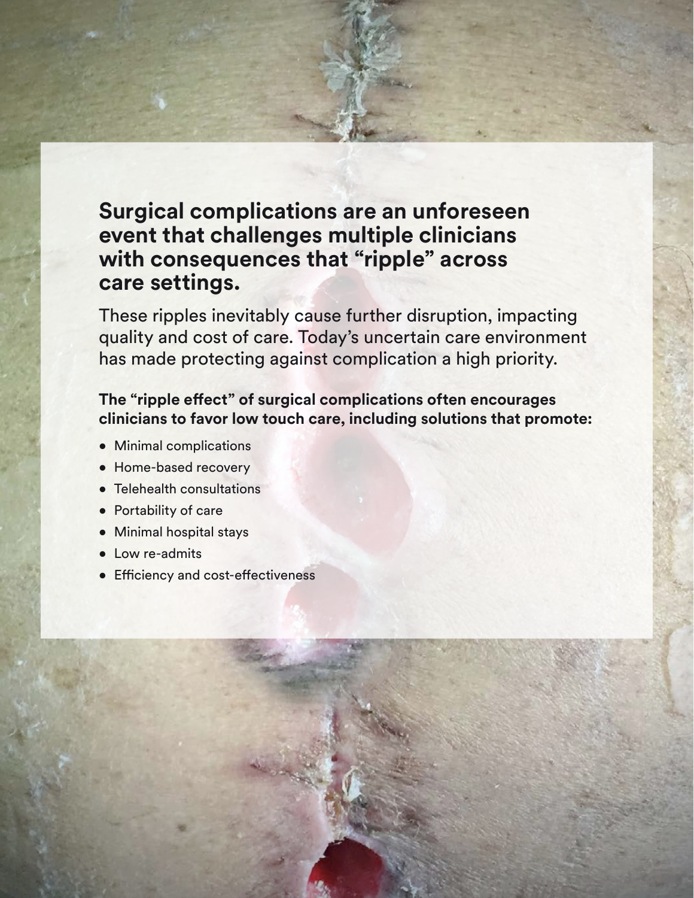## Surgical complications are an unforeseen event that challenges multiple clinicians with consequences that "ripple" across care settings.

These ripples inevitably cause further disruption, impacting quality and cost of care. Today's uncertain care environment has made protecting against complication a high priority.

**The "ripple effect" of surgical complications often encourages clinicians to favor low touch care, including solutions that promote:**

- Minimal complications
- Home-based recovery
- Telehealth consultations
- Portability of care
- Minimal hospital stays
- Low re-admits
- Efficiency and cost-effectiveness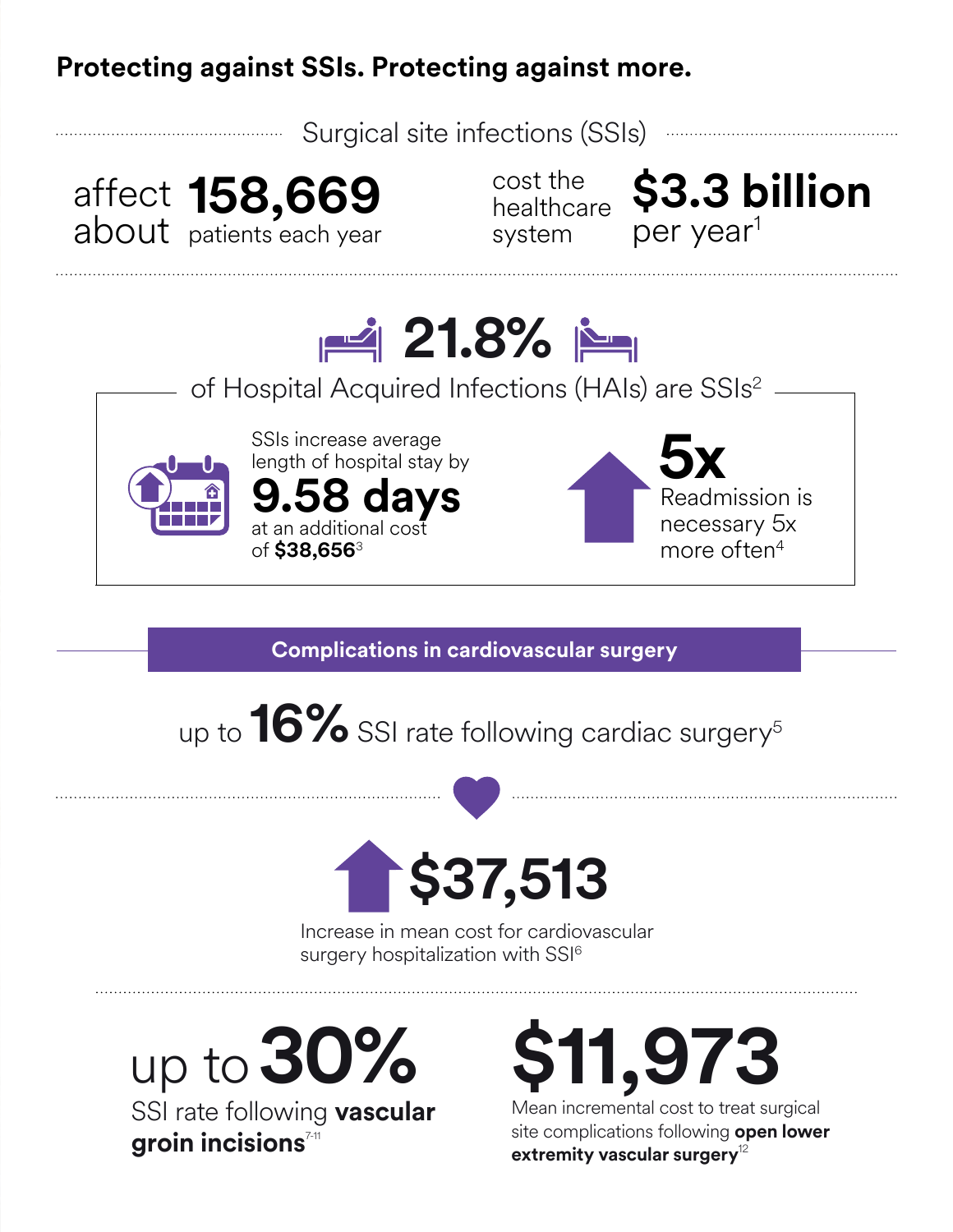**Protecting against SSIs. Protecting against more.**

## Surgical site infections (SSIs)

affect about **158,669** patients each year

cost the healthcare system **$3.3 billion** per year[1]

**21.8%**

of Hospital Acquired Infections (HAIs) are SSIs[2]

SSIs increase average length of hospital stay by **9.58 days** at an additional cost of **$38,656**[3]

**5x** Readmission is necessary 5x more often[4]

## Complications in cardiovascular surgery

up to **16%** SSI rate following cardiac surgery[5]

**$37,513**

Increase in mean cost for cardiovascular surgery hospitalization with SSI[6]

up to **30%**

SSI rate following **vascular groin incisions**[7-11]

**$11,973**

Mean incremental cost to treat surgical site complications following **open lower extremity vascular surgery**[12]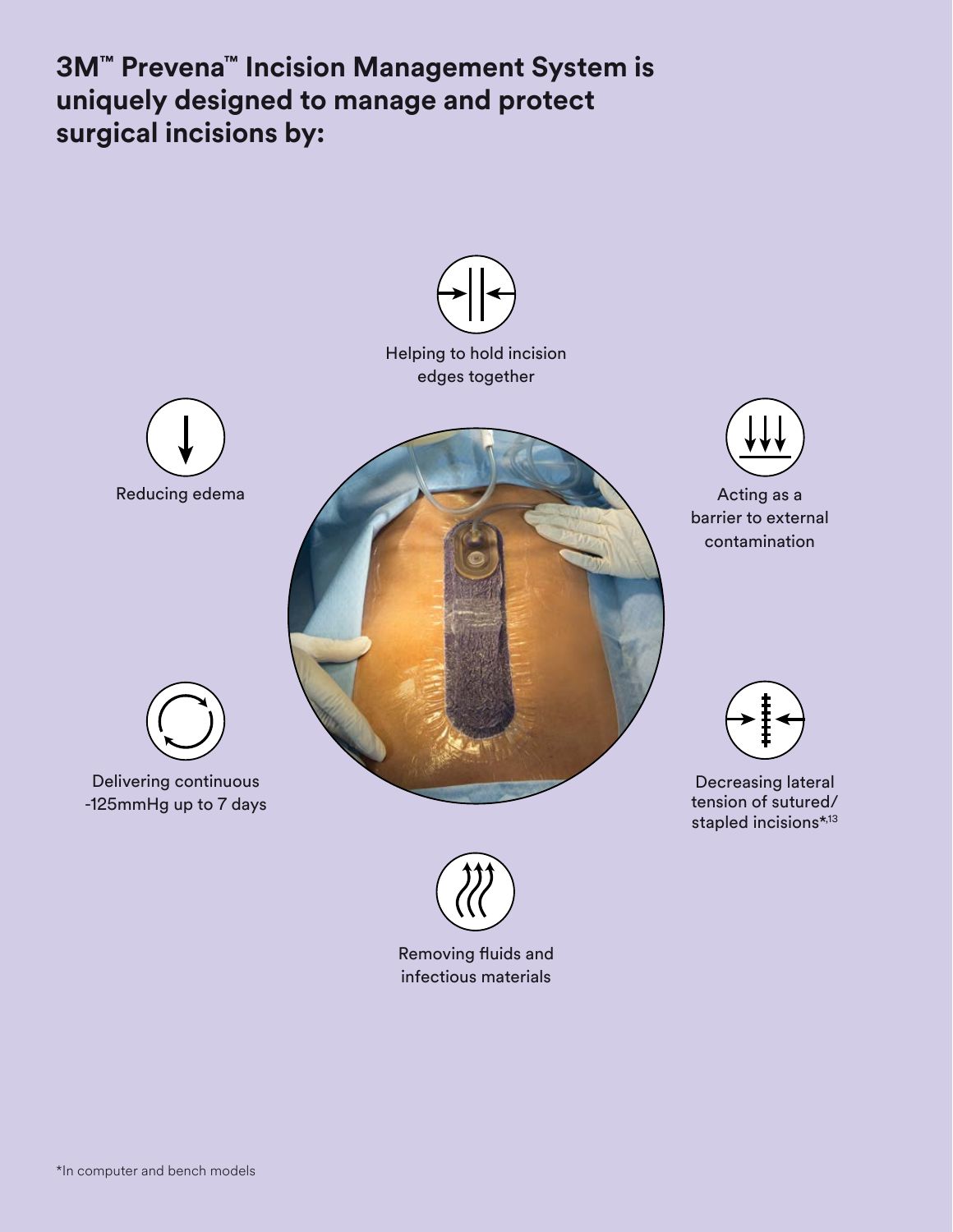## 3M™ Prevena™ Incision Management System is uniquely designed to manage and protect surgical incisions by:

- Helping to hold incision edges together
- Reducing edema
- Acting as a barrier to external contamination
- Delivering continuous -125mmHg up to 7 days
- Decreasing lateral tension of sutured/stapled incisions*[13]
- Removing fluids and infectious materials

*In computer and bench models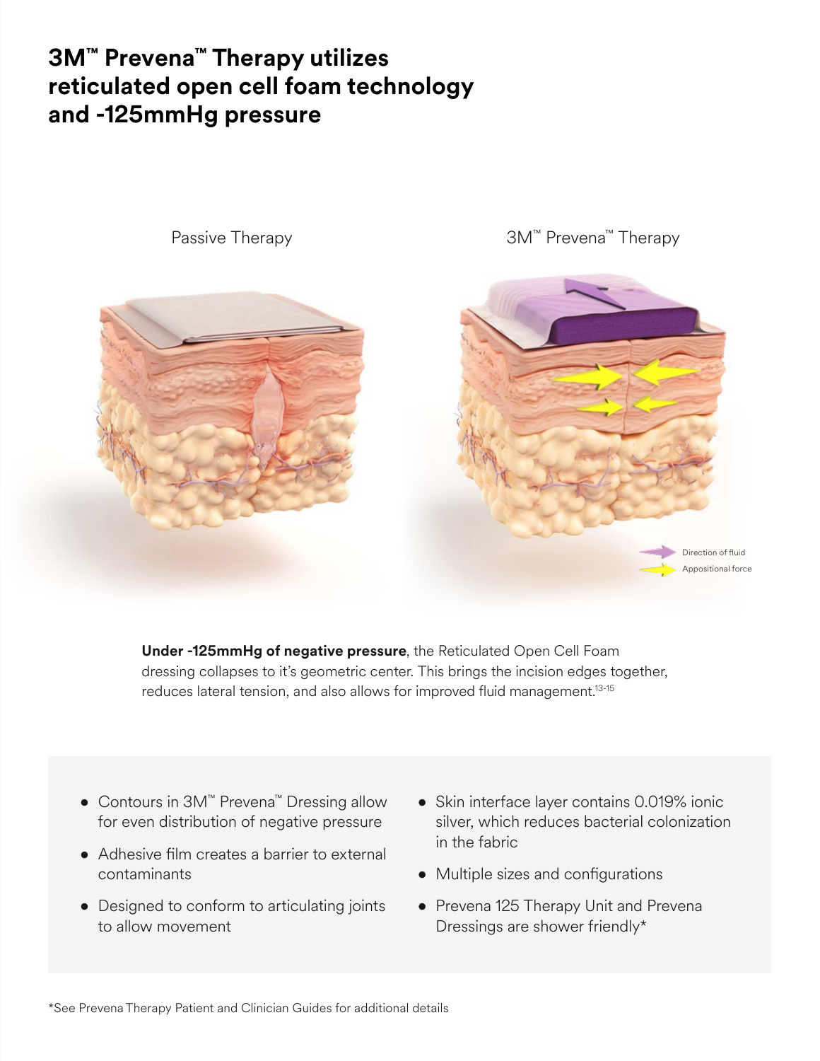# 3M™ Prevena™ Therapy utilizes reticulated open cell foam technology and -125mmHg pressure

Passive Therapy

3M™ Prevena™ Therapy

Direction of fluid

Appositional force

**Under -125mmHg of negative pressure**, the Reticulated Open Cell Foam dressing collapses to it's geometric center. This brings the incision edges together, reduces lateral tension, and also allows for improved fluid management.[13-15]

- Contours in 3M™ Prevena™ Dressing allow for even distribution of negative pressure
- Adhesive film creates a barrier to external contaminants
- Designed to conform to articulating joints to allow movement
- Skin interface layer contains 0.019% ionic silver, which reduces bacterial colonization in the fabric
- Multiple sizes and configurations
- Prevena 125 Therapy Unit and Prevena Dressings are shower friendly*

*See Prevena Therapy Patient and Clinician Guides for additional details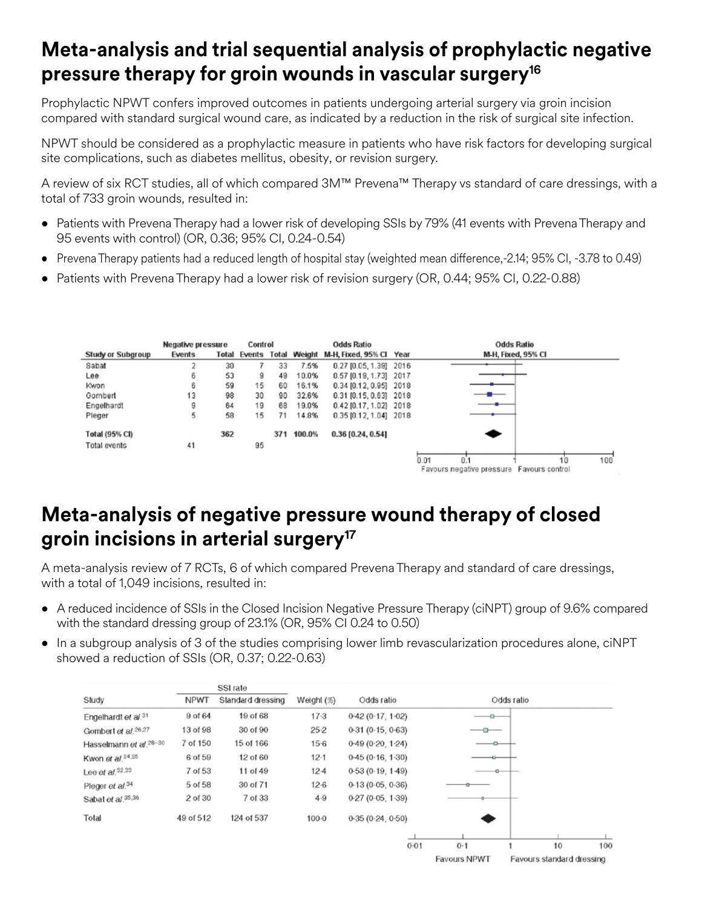## Meta-analysis and trial sequential analysis of prophylactic negative pressure therapy for groin wounds in vascular surgery[16]

Prophylactic NPWT confers improved outcomes in patients undergoing arterial surgery via groin incision compared with standard surgical wound care, as indicated by a reduction in the risk of surgical site infection.

NPWT should be considered as a prophylactic measure in patients who have risk factors for developing surgical site complications, such as diabetes mellitus, obesity, or revision surgery.

A review of six RCT studies, all of which compared 3M™ Prevena™ Therapy vs standard of care dressings, with a total of 733 groin wounds, resulted in:

- Patients with Prevena Therapy had a lower risk of developing SSIs by 79% (41 events with Prevena Therapy and 95 events with control) (OR, 0.36; 95% CI, 0.24-0.54)
- Prevena Therapy patients had a reduced length of hospital stay (weighted mean difference,-2.14; 95% CI, -3.78 to 0.49)
- Patients with Prevena Therapy had a lower risk of revision surgery (OR, 0.44; 95% CI, 0.22-0.88)

| Study or Subgroup | Negative pressure Events | Negative pressure Total | Control Events | Control Total | Weight | Odds Ratio M-H, Fixed, 95% CI | Year |
|---|---|---|---|---|---|---|---|
| Sabat | 2 | 30 | 7 | 33 | 7.5% | 0.27 [0.05, 1.39] | 2016 |
| Lee | 6 | 53 | 9 | 49 | 10.0% | 0.57 [0.19, 1.73] | 2017 |
| Kwon | 6 | 59 | 15 | 60 | 16.1% | 0.34 [0.12, 0.95] | 2018 |
| Gombert | 13 | 98 | 30 | 90 | 32.6% | 0.31 [0.15, 0.63] | 2018 |
| Engelhardt | 9 | 64 | 19 | 68 | 19.0% | 0.42 [0.17, 1.02] | 2018 |
| Pleger | 5 | 58 | 15 | 71 | 14.8% | 0.35 [0.12, 1.04] | 2018 |
| **Total (95% CI)** | | **362** | | **371** | **100.0%** | **0.36 [0.24, 0.54]** | |
| Total events | 41 | | 95 | | | | |

Odds Ratio M-H, Fixed, 95% CI (0.01 – 0.1 – 1 – 10 – 100): Favours negative pressure | Favours control

## Meta-analysis of negative pressure wound therapy of closed groin incisions in arterial surgery[17]

A meta-analysis review of 7 RCTs, 6 of which compared Prevena Therapy and standard of care dressings, with a total of 1,049 incisions, resulted in:

- A reduced incidence of SSIs in the Closed Incision Negative Pressure Therapy (ciNPT) group of 9.6% compared with the standard dressing group of 23.1% (OR, 95% CI 0.24 to 0.50)
- In a subgroup analysis of 3 of the studies comprising lower limb revascularization procedures alone, ciNPT showed a reduction of SSIs (OR, 0.37; 0.22-0.63)

| Study | SSI rate NPWT | SSI rate Standard dressing | Weight (%) | Odds ratio |
|---|---|---|---|---|
| Engelhardt *et al.*[31] | 9 of 64 | 19 of 68 | 17·3 | 0·42 (0·17, 1·02) |
| Gombert *et al.*[26,27] | 13 of 98 | 30 of 90 | 25·2 | 0·31 (0·15, 0·63) |
| Hasselmann *et al.*[28–30] | 7 of 150 | 15 of 166 | 15·6 | 0·49 (0·20, 1·24) |
| Kwon *et al.*[24,25] | 6 of 59 | 12 of 60 | 12·1 | 0·45 (0·16, 1·30) |
| Lee *et al.*[32,33] | 7 of 53 | 11 of 49 | 12·4 | 0·53 (0·19, 1·49) |
| Pleger *et al.*[34] | 5 of 58 | 30 of 71 | 12·6 | 0·13 (0·05, 0·36) |
| Sabat *et al.*[35,36] | 2 of 30 | 7 of 33 | 4·9 | 0·27 (0·05, 1·39) |
| Total | 49 of 512 | 124 of 537 | 100·0 | 0·35 (0·24, 0·50) |

Odds ratio (0·01 – 0·1 – 1 – 10 – 100): Favours NPWT | Favours standard dressing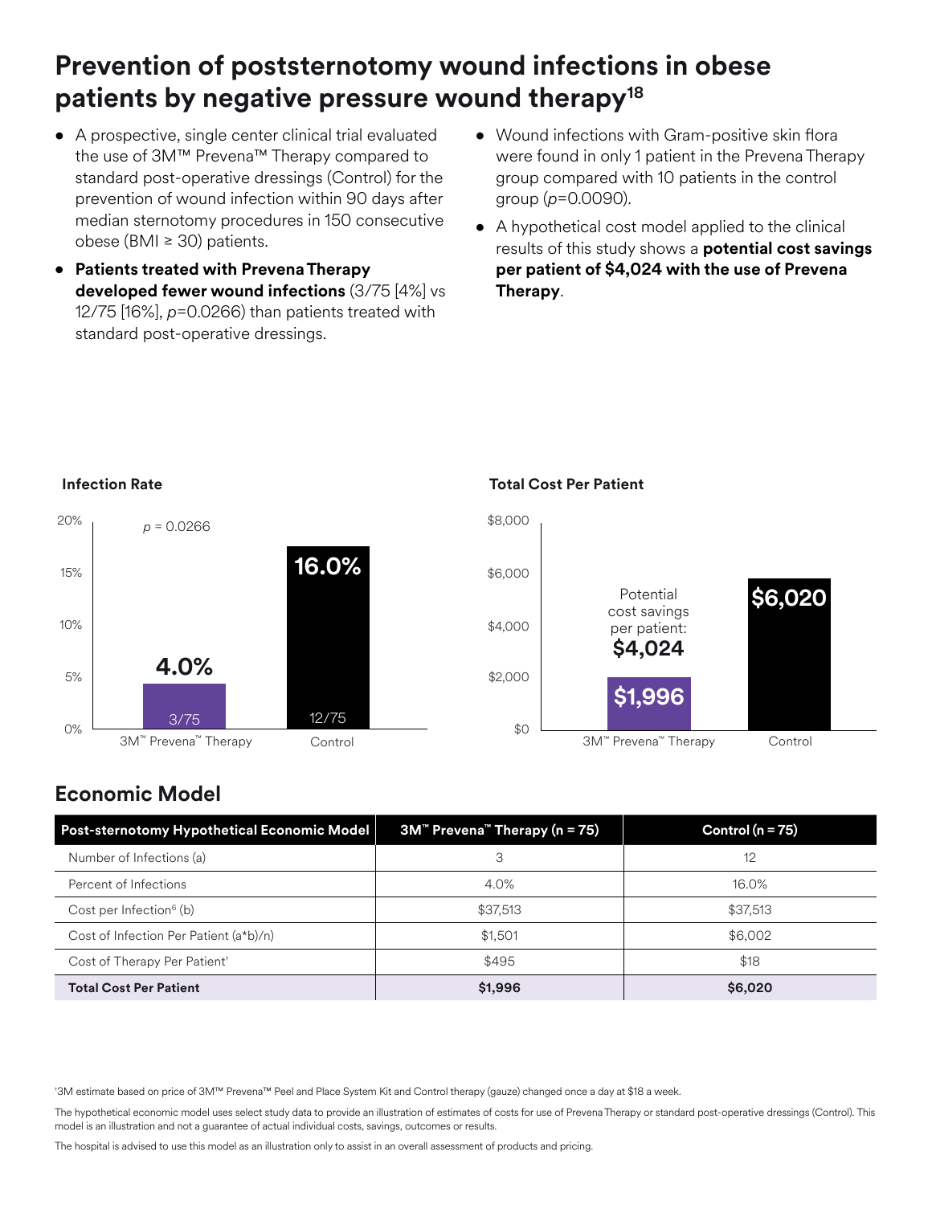# Prevention of poststernotomy wound infections in obese patients by negative pressure wound therapy[18]

- A prospective, single center clinical trial evaluated the use of 3M™ Prevena™ Therapy compared to standard post-operative dressings (Control) for the prevention of wound infection within 90 days after median sternotomy procedures in 150 consecutive obese (BMI ≥ 30) patients.
- **Patients treated with Prevena Therapy developed fewer wound infections** (3/75 [4%] vs 12/75 [16%], *p*=0.0266) than patients treated with standard post-operative dressings.
- Wound infections with Gram-positive skin flora were found in only 1 patient in the Prevena Therapy group compared with 10 patients in the control group (*p*=0.0090).
- A hypothetical cost model applied to the clinical results of this study shows a **potential cost savings per patient of $4,024 with the use of Prevena Therapy**.

**Infection Rate**

*p* = 0.0266

| | 3M™ Prevena™ Therapy | Control |
|---|---|---|
| Infection Rate | 4.0% (3/75) | 16.0% (12/75) |

**Total Cost Per Patient**

| | 3M™ Prevena™ Therapy | Control |
|---|---|---|
| Total Cost Per Patient | $1,996 | $6,020 |

Potential cost savings per patient: **$4,024**

## Economic Model

| Post-sternotomy Hypothetical Economic Model | 3M™ Prevena™ Therapy (n = 75) | Control (n = 75) |
|---|---|---|
| Number of Infections (a) | 3 | 12 |
| Percent of Infections | 4.0% | 16.0% |
| Cost per Infection[6] (b) | $37,513 | $37,513 |
| Cost of Infection Per Patient (a*b)/n) | $1,501 | $6,002 |
| Cost of Therapy Per Patient[†] | $495 | $18 |
| **Total Cost Per Patient** | **$1,996** | **$6,020** |

[†]3M estimate based on price of 3M™ Prevena™ Peel and Place System Kit and Control therapy (gauze) changed once a day at $18 a week.

The hypothetical economic model uses select study data to provide an illustration of estimates of costs for use of Prevena Therapy or standard post-operative dressings (Control). This model is an illustration and not a guarantee of actual individual costs, savings, outcomes or results.

The hospital is advised to use this model as an illustration only to assist in an overall assessment of products and pricing.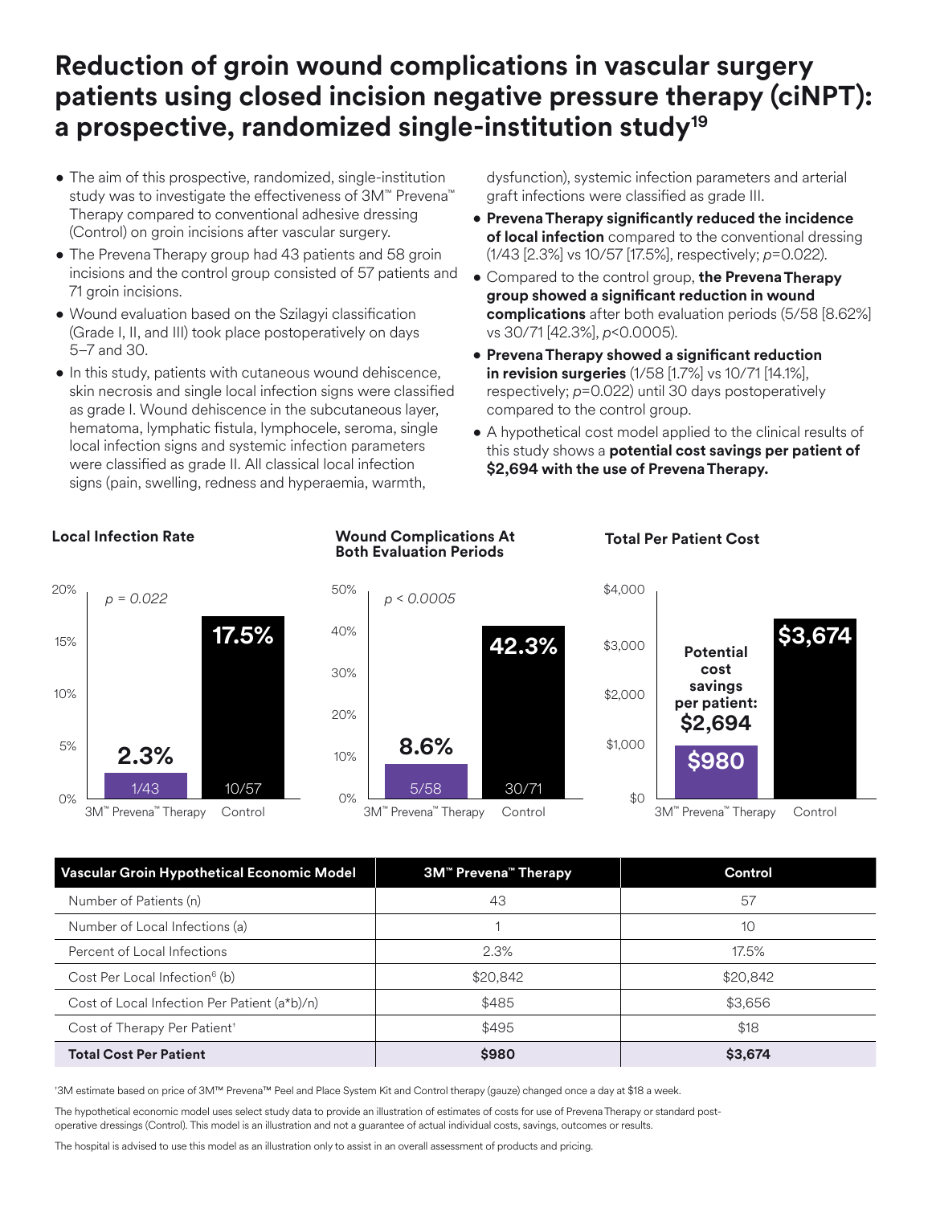# Reduction of groin wound complications in vascular surgery patients using closed incision negative pressure therapy (ciNPT): a prospective, randomized single-institution study[19]

- The aim of this prospective, randomized, single-institution study was to investigate the effectiveness of 3M™ Prevena™ Therapy compared to conventional adhesive dressing (Control) on groin incisions after vascular surgery.
- The Prevena Therapy group had 43 patients and 58 groin incisions and the control group consisted of 57 patients and 71 groin incisions.
- Wound evaluation based on the Szilagyi classification (Grade I, II, and III) took place postoperatively on days 5–7 and 30.
- In this study, patients with cutaneous wound dehiscence, skin necrosis and single local infection signs were classified as grade I. Wound dehiscence in the subcutaneous layer, hematoma, lymphatic fistula, lymphocele, seroma, single local infection signs and systemic infection parameters were classified as grade II. All classical local infection signs (pain, swelling, redness and hyperaemia, warmth, dysfunction), systemic infection parameters and arterial graft infections were classified as grade III.
- **Prevena Therapy significantly reduced the incidence of local infection** compared to the conventional dressing (1/43 [2.3%] vs 10/57 [17.5%], respectively; *p*=0.022).
- Compared to the control group, **the Prevena Therapy group showed a significant reduction in wound complications** after both evaluation periods (5/58 [8.62%] vs 30/71 [42.3%], *p*<0.0005).
- **Prevena Therapy showed a significant reduction in revision surgeries** (1/58 [1.7%] vs 10/71 [14.1%], respectively; *p*=0.022) until 30 days postoperatively compared to the control group.
- A hypothetical cost model applied to the clinical results of this study shows a **potential cost savings per patient of $2,694 with the use of Prevena Therapy.**

**Local Infection Rate**

*p = 0.022*

| | 3M™ Prevena™ Therapy | Control |
|---|---|---|
| Rate | 2.3% | 17.5% |
| n | 1/43 | 10/57 |

**Wound Complications At Both Evaluation Periods**

*p < 0.0005*

| | 3M™ Prevena™ Therapy | Control |
|---|---|---|
| Rate | 8.6% | 42.3% |
| n | 5/58 | 30/71 |

**Total Per Patient Cost**

| | 3M™ Prevena™ Therapy | Control |
|---|---|---|
| Cost | $980 | $3,674 |

Potential cost savings per patient: $2,694

| Vascular Groin Hypothetical Economic Model | 3M™ Prevena™ Therapy | Control |
|---|---|---|
| Number of Patients (n) | 43 | 57 |
| Number of Local Infections (a) | 1 | 10 |
| Percent of Local Infections | 2.3% | 17.5% |
| Cost Per Local Infection[6] (b) | $20,842 | $20,842 |
| Cost of Local Infection Per Patient (a*b)/n) | $485 | $3,656 |
| Cost of Therapy Per Patient[†] | $495 | $18 |
| **Total Cost Per Patient** | **$980** | **$3,674** |

[†]3M estimate based on price of 3M™ Prevena™ Peel and Place System Kit and Control therapy (gauze) changed once a day at $18 a week.

The hypothetical economic model uses select study data to provide an illustration of estimates of costs for use of Prevena Therapy or standard post-operative dressings (Control). This model is an illustration and not a guarantee of actual individual costs, savings, outcomes or results.

The hospital is advised to use this model as an illustration only to assist in an overall assessment of products and pricing.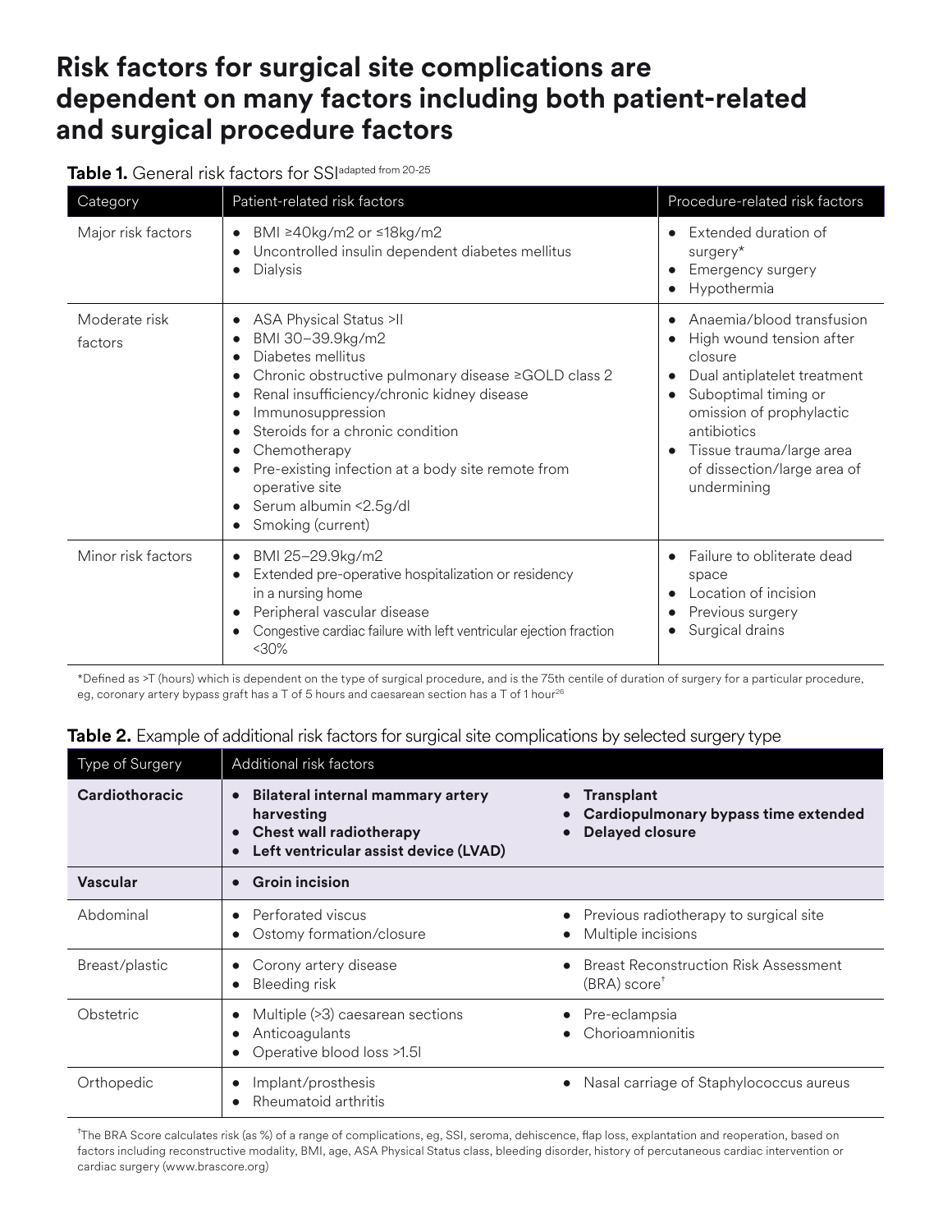# Risk factors for surgical site complications are dependent on many factors including both patient-related and surgical procedure factors

**Table 1.** General risk factors for SSI[adapted from 20-25]

| Category | Patient-related risk factors | Procedure-related risk factors |
|---|---|---|
| Major risk factors | • BMI ≥40kg/m2 or ≤18kg/m2<br>• Uncontrolled insulin dependent diabetes mellitus<br>• Dialysis | • Extended duration of surgery*<br>• Emergency surgery<br>• Hypothermia |
| Moderate risk factors | • ASA Physical Status >II<br>• BMI 30–39.9kg/m2<br>• Diabetes mellitus<br>• Chronic obstructive pulmonary disease ≥GOLD class 2<br>• Renal insufficiency/chronic kidney disease<br>• Immunosuppression<br>• Steroids for a chronic condition<br>• Chemotherapy<br>• Pre-existing infection at a body site remote from operative site<br>• Serum albumin <2.5g/dl<br>• Smoking (current) | • Anaemia/blood transfusion<br>• High wound tension after closure<br>• Dual antiplatelet treatment<br>• Suboptimal timing or omission of prophylactic antibiotics<br>• Tissue trauma/large area of dissection/large area of undermining |
| Minor risk factors | • BMI 25–29.9kg/m2<br>• Extended pre-operative hospitalization or residency in a nursing home<br>• Peripheral vascular disease<br>• Congestive cardiac failure with left ventricular ejection fraction <30% | • Failure to obliterate dead space<br>• Location of incision<br>• Previous surgery<br>• Surgical drains |

*Defined as >T (hours) which is dependent on the type of surgical procedure, and is the 75th centile of duration of surgery for a particular procedure, eg, coronary artery bypass graft has a T of 5 hours and caesarean section has a T of 1 hour[26]

**Table 2.** Example of additional risk factors for surgical site complications by selected surgery type

| Type of Surgery | Additional risk factors | |
|---|---|---|
| **Cardiothoracic** | • **Bilateral internal mammary artery harvesting**<br>• **Chest wall radiotherapy**<br>• **Left ventricular assist device (LVAD)** | • **Transplant**<br>• **Cardiopulmonary bypass time extended**<br>• **Delayed closure** |
| **Vascular** | • **Groin incision** | |
| Abdominal | • Perforated viscus<br>• Ostomy formation/closure | • Previous radiotherapy to surgical site<br>• Multiple incisions |
| Breast/plastic | • Corony artery disease<br>• Bleeding risk | • Breast Reconstruction Risk Assessment (BRA) score[†] |
| Obstetric | • Multiple (>3) caesarean sections<br>• Anticoagulants<br>• Operative blood loss >1.5l | • Pre-eclampsia<br>• Chorioamnionitis |
| Orthopedic | • Implant/prosthesis<br>• Rheumatoid arthritis | • Nasal carriage of Staphylococcus aureus |

[†]The BRA Score calculates risk (as %) of a range of complications, eg, SSI, seroma, dehiscence, flap loss, explantation and reoperation, based on factors including reconstructive modality, BMI, age, ASA Physical Status class, bleeding disorder, history of percutaneous cardiac intervention or cardiac surgery (www.brascore.org)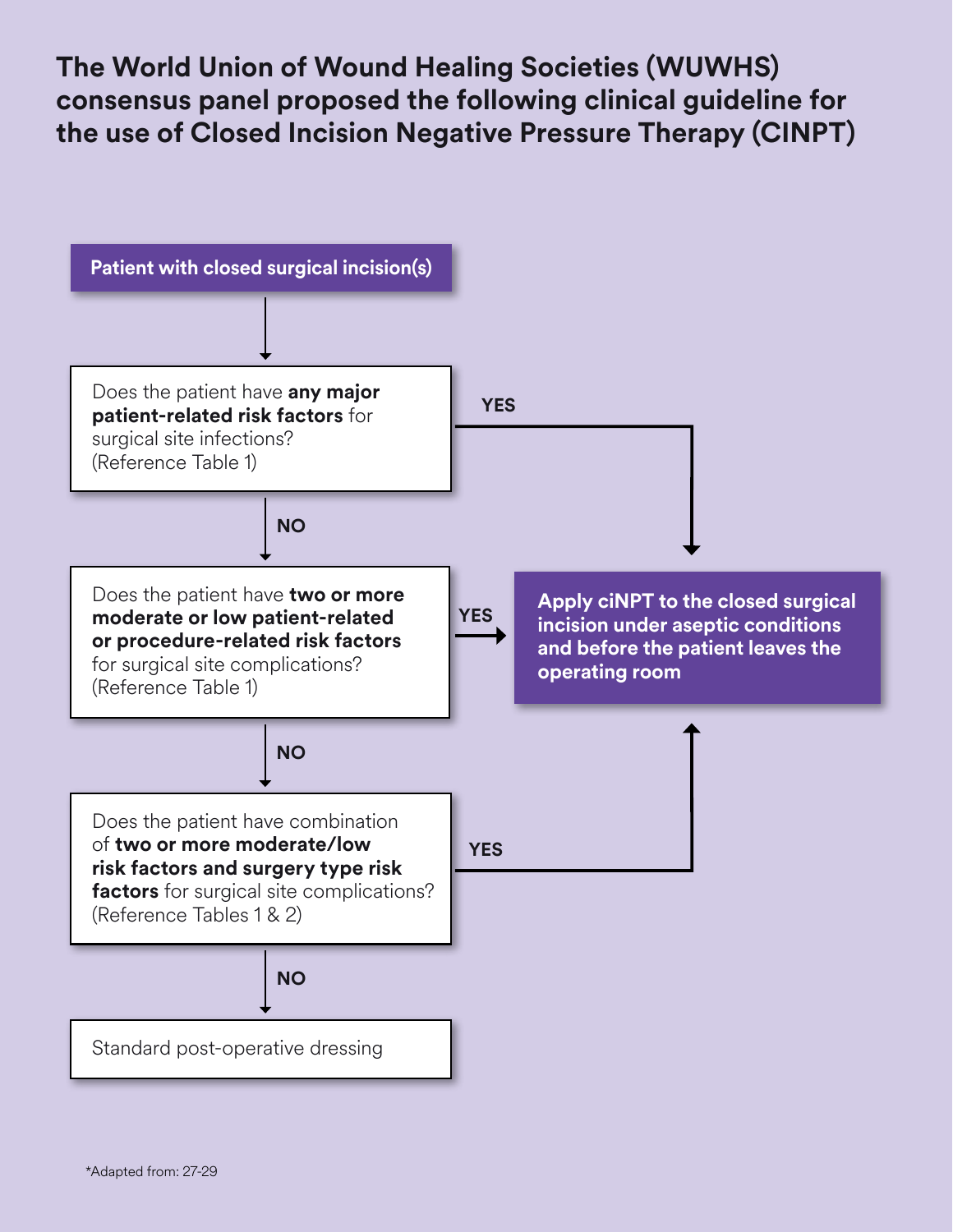# The World Union of Wound Healing Societies (WUWHS) consensus panel proposed the following clinical guideline for the use of Closed Incision Negative Pressure Therapy (CINPT)

**Patient with closed surgical incision(s)**

↓

Does the patient have **any major patient-related risk factors** for surgical site infections? (Reference Table 1)

- **YES** → **Apply ciNPT to the closed surgical incision under aseptic conditions and before the patient leaves the operating room**
- **NO** ↓

Does the patient have **two or more moderate or low patient-related or procedure-related risk factors** for surgical site complications? (Reference Table 1)

- **YES** → **Apply ciNPT to the closed surgical incision under aseptic conditions and before the patient leaves the operating room**
- **NO** ↓

Does the patient have combination of **two or more moderate/low risk factors and surgery type risk factors** for surgical site complications? (Reference Tables 1 & 2)

- **YES** → **Apply ciNPT to the closed surgical incision under aseptic conditions and before the patient leaves the operating room**
- **NO** ↓

Standard post-operative dressing

*Adapted from: 27-29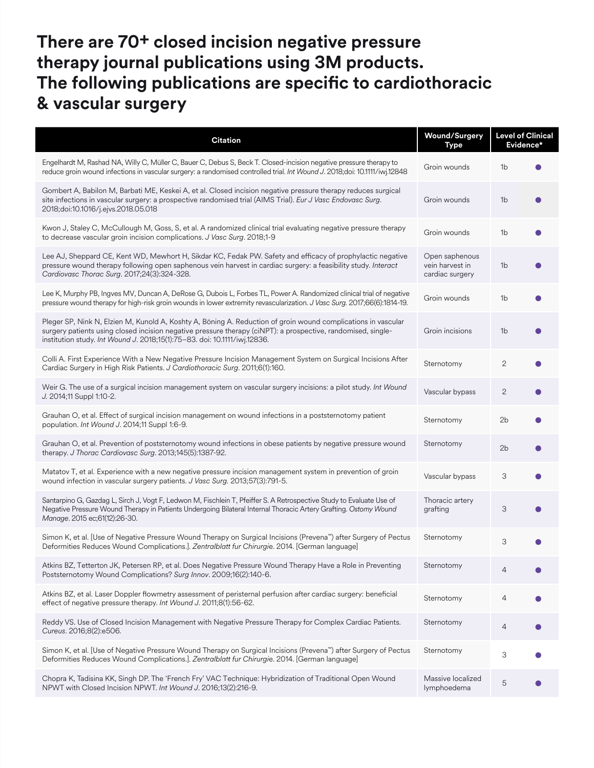# There are 70+ closed incision negative pressure therapy journal publications using 3M products. The following publications are specific to cardiothoracic & vascular surgery

| Citation | Wound/Surgery Type | Level of Clinical Evidence* | |
|---|---|---|---|
| Engelhardt M, Rashad NA, Willy C, Müller C, Bauer C, Debus S, Beck T. Closed-incision negative pressure therapy to reduce groin wound infections in vascular surgery: a randomised controlled trial. *Int Wound J*. 2018;doi: 10.1111/iwj.12848 | Groin wounds | 1b | ● |
| Gombert A, Babilon M, Barbati ME, Keskei A, et al. Closed incision negative pressure therapy reduces surgical site infections in vascular surgery: a prospective randomised trial (AIMS Trial). *Eur J Vasc Endovasc Surg*. 2018;doi:10.1016/j.ejvs.2018.05.018 | Groin wounds | 1b | ● |
| Kwon J, Staley C, McCullough M, Goss, S, et al. A randomized clinical trial evaluating negative pressure therapy to decrease vascular groin incision complications. *J Vasc Surg*. 2018;1-9 | Groin wounds | 1b | ● |
| Lee AJ, Sheppard CE, Kent WD, Mewhort H, Sikdar KC, Fedak PW. Safety and efficacy of prophylactic negative pressure wound therapy following open saphenous vein harvest in cardiac surgery: a feasibility study. *Interact Cardiovasc Thorac Surg*. 2017;24(3):324-328. | Open saphenous vein harvest in cardiac surgery | 1b | ● |
| Lee K, Murphy PB, Ingves MV, Duncan A, DeRose G, Dubois L, Forbes TL, Power A. Randomized clinical trial of negative pressure wound therapy for high-risk groin wounds in lower extremity revascularization. *J Vasc Surg.* 2017;66(6):1814-19. | Groin wounds | 1b | ● |
| Pleger SP, Nink N, Elzien M, Kunold A, Koshty A, Böning A. Reduction of groin wound complications in vascular surgery patients using closed incision negative pressure therapy (ciNPT): a prospective, randomised, single-institution study. *Int Wound J*. 2018;15(1):75–83. doi: 10.1111/iwj.12836. | Groin incisions | 1b | ● |
| Colli A. First Experience With a New Negative Pressure Incision Management System on Surgical Incisions After Cardiac Surgery in High Risk Patients. *J Cardiothoracic Surg*. 2011;6(1):160. | Sternotomy | 2 | ● |
| Weir G. The use of a surgical incision management system on vascular surgery incisions: a pilot study. *Int Wound J.* 2014;11 Suppl 1:10-2. | Vascular bypass | 2 | ● |
| Grauhan O, et al. Effect of surgical incision management on wound infections in a poststernotomy patient population. *Int Wound J*. 2014;11 Suppl 1:6-9. | Sternotomy | 2b | ● |
| Grauhan O, et al. Prevention of poststernotomy wound infections in obese patients by negative pressure wound therapy. *J Thorac Cardiovasc Surg*. 2013;145(5):1387-92. | Sternotomy | 2b | ● |
| Matatov T, et al. Experience with a new negative pressure incision management system in prevention of groin wound infection in vascular surgery patients. *J Vasc Surg.* 2013;57(3):791-5. | Vascular bypass | 3 | ● |
| Santarpino G, Gazdag L, Sirch J, Vogt F, Ledwon M, Fischlein T, Pfeiffer S. A Retrospective Study to Evaluate Use of Negative Pressure Wound Therapy in Patients Undergoing Bilateral Internal Thoracic Artery Grafting. *Ostomy Wound Manage*. 2015 ec;61(12):26-30. | Thoracic artery grafting | 3 | ● |
| Simon K, et al. [Use of Negative Pressure Wound Therapy on Surgical Incisions (Prevena™) after Surgery of Pectus Deformities Reduces Wound Complications.]. *Zentralblatt fur Chirurgie*. 2014. [German language] | Sternotomy | 3 | ● |
| Atkins BZ, Tetterton JK, Petersen RP, et al. Does Negative Pressure Wound Therapy Have a Role in Preventing Poststernotomy Wound Complications? *Surg Innov*. 2009;16(2):140-6. | Sternotomy | 4 | ● |
| Atkins BZ, et al. Laser Doppler flowmetry assessment of peristernal perfusion after cardiac surgery: beneficial effect of negative pressure therapy. *Int Wound J*. 2011;8(1):56-62. | Sternotomy | 4 | ● |
| Reddy VS. Use of Closed Incision Management with Negative Pressure Therapy for Complex Cardiac Patients. *Cureus*. 2016;8(2):e506. | Sternotomy | 4 | ● |
| Simon K, et al. [Use of Negative Pressure Wound Therapy on Surgical Incisions (Prevena™) after Surgery of Pectus Deformities Reduces Wound Complications.]. *Zentralblatt fur Chirurgie*. 2014. [German language] | Sternotomy | 3 | ● |
| Chopra K, Tadisina KK, Singh DP. The 'French Fry' VAC Technique: Hybridization of Traditional Open Wound NPWT with Closed Incision NPWT. *Int Wound J*. 2016;13(2):216-9. | Massive localized lymphoedema | 5 | ● |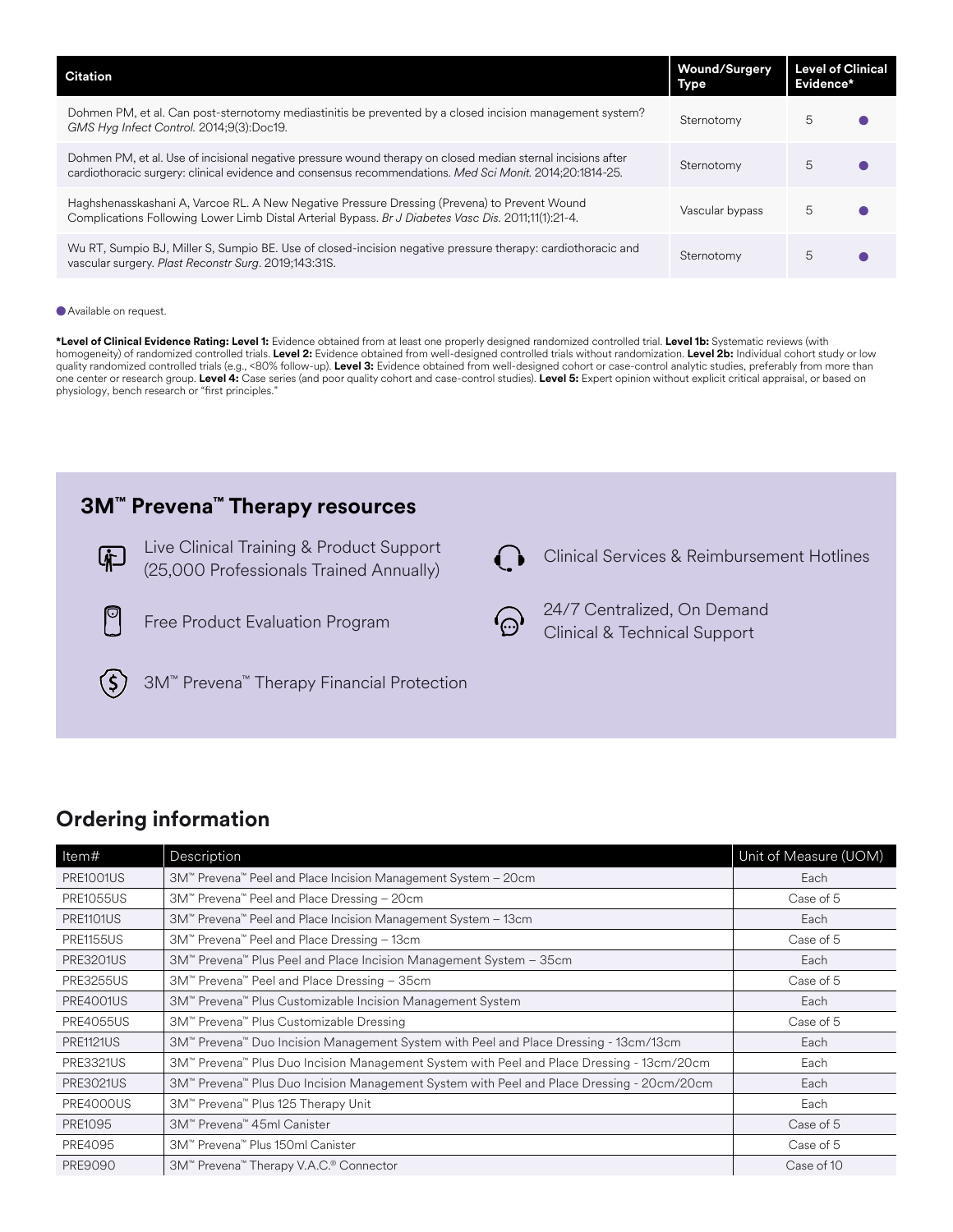| Citation | Wound/Surgery Type | Level of Clinical Evidence* | |
|---|---|---|---|
| Dohmen PM, et al. Can post-sternotomy mediastinitis be prevented by a closed incision management system? *GMS Hyg Infect Control.* 2014;9(3):Doc19. | Sternotomy | 5 | ● |
| Dohmen PM, et al. Use of incisional negative pressure wound therapy on closed median sternal incisions after cardiothoracic surgery: clinical evidence and consensus recommendations. *Med Sci Monit.* 2014;20:1814-25. | Sternotomy | 5 | ● |
| Haghshenasskashani A, Varcoe RL. A New Negative Pressure Dressing (Prevena) to Prevent Wound Complications Following Lower Limb Distal Arterial Bypass. *Br J Diabetes Vasc Dis.* 2011;11(1):21-4. | Vascular bypass | 5 | ● |
| Wu RT, Sumpio BJ, Miller S, Sumpio BE. Use of closed-incision negative pressure therapy: cardiothoracic and vascular surgery. *Plast Reconstr Surg*. 2019;143:31S. | Sternotomy | 5 | ● |

● Available on request.

**\*Level of Clinical Evidence Rating: Level 1:** Evidence obtained from at least one properly designed randomized controlled trial. **Level 1b:** Systematic reviews (with homogeneity) of randomized controlled trials. **Level 2:** Evidence obtained from well-designed controlled trials without randomization. **Level 2b:** Individual cohort study or low quality randomized controlled trials (e.g., <80% follow-up). **Level 3:** Evidence obtained from well-designed cohort or case-control analytic studies, preferably from more than one center or research group. **Level 4:** Case series (and poor quality cohort and case-control studies). **Level 5:** Expert opinion without explicit critical appraisal, or based on physiology, bench research or "first principles."

## 3M™ Prevena™ Therapy resources

- Live Clinical Training & Product Support (25,000 Professionals Trained Annually)
- Free Product Evaluation Program
- 3M™ Prevena™ Therapy Financial Protection
- Clinical Services & Reimbursement Hotlines
- 24/7 Centralized, On Demand Clinical & Technical Support

## Ordering information

| Item# | Description | Unit of Measure (UOM) |
|---|---|---|
| PRE1001US | 3M™ Prevena™ Peel and Place Incision Management System – 20cm | Each |
| PRE1055US | 3M™ Prevena™ Peel and Place Dressing – 20cm | Case of 5 |
| PRE1101US | 3M™ Prevena™ Peel and Place Incision Management System – 13cm | Each |
| PRE1155US | 3M™ Prevena™ Peel and Place Dressing – 13cm | Case of 5 |
| PRE3201US | 3M™ Prevena™ Plus Peel and Place Incision Management System – 35cm | Each |
| PRE3255US | 3M™ Prevena™ Peel and Place Dressing – 35cm | Case of 5 |
| PRE4001US | 3M™ Prevena™ Plus Customizable Incision Management System | Each |
| PRE4055US | 3M™ Prevena™ Plus Customizable Dressing | Case of 5 |
| PRE1121US | 3M™ Prevena™ Duo Incision Management System with Peel and Place Dressing - 13cm/13cm | Each |
| PRE3321US | 3M™ Prevena™ Plus Duo Incision Management System with Peel and Place Dressing - 13cm/20cm | Each |
| PRE3021US | 3M™ Prevena™ Plus Duo Incision Management System with Peel and Place Dressing - 20cm/20cm | Each |
| PRE4000US | 3M™ Prevena™ Plus 125 Therapy Unit | Each |
| PRE1095 | 3M™ Prevena™ 45ml Canister | Case of 5 |
| PRE4095 | 3M™ Prevena™ Plus 150ml Canister | Case of 5 |
| PRE9090 | 3M™ Prevena™ Therapy V.A.C.® Connector | Case of 10 |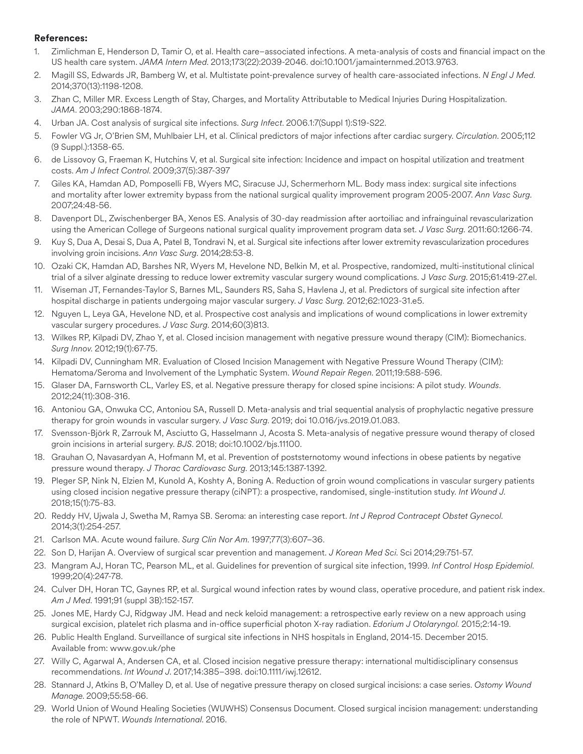**References:**

1. Zimlichman E, Henderson D, Tamir O, et al. Health care–associated infections. A meta-analysis of costs and financial impact on the US health care system. *JAMA Intern Med*. 2013;173(22):2039-2046. doi:10.1001/jamainternmed.2013.9763.
2. Magill SS, Edwards JR, Bamberg W, et al. Multistate point-prevalence survey of health care-associated infections. *N Engl J Med*. 2014;370(13):1198-1208.
3. Zhan C, Miller MR. Excess Length of Stay, Charges, and Mortality Attributable to Medical Injuries During Hospitalization. *JAMA*. 2003;290:1868-1874.
4. Urban JA. Cost analysis of surgical site infections. *Surg Infect*. 2006.1:7(Suppl 1):S19-S22.
5. Fowler VG Jr, O'Brien SM, Muhlbaier LH, et al. Clinical predictors of major infections after cardiac surgery. *Circulation*. 2005;112 (9 Suppl.):1358-65.
6. de Lissovoy G, Fraeman K, Hutchins V, et al. Surgical site infection: Incidence and impact on hospital utilization and treatment costs. *Am J Infect Control*. 2009;37(5):387-397
7. Giles KA, Hamdan AD, Pomposelli FB, Wyers MC, Siracuse JJ, Schermerhorn ML. Body mass index: surgical site infections and mortality after lower extremity bypass from the national surgical quality improvement program 2005-2007. *Ann Vasc Surg*. 2007;24:48-56.
8. Davenport DL, Zwischenberger BA, Xenos ES. Analysis of 30-day readmission after aortoiliac and infrainguinal revascularization using the American College of Surgeons national surgical quality improvement program data set. *J Vasc Surg*. 2011:60:1266-74.
9. Kuy S, Dua A, Desai S, Dua A, Patel B, Tondravi N, et al. Surgical site infections after lower extremity revascularization procedures involving groin incisions. *Ann Vasc Surg*. 2014;28:53-8.
10. Ozaki CK, Hamdan AD, Barshes NR, Wyers M, Hevelone ND, Belkin M, et al. Prospective, randomized, multi-institutional clinical trial of a silver alginate dressing to reduce lower extremity vascular surgery wound complications. J *Vasc Surg*. 2015;61:419-27.el.
11. Wiseman JT, Fernandes-Taylor S, Barnes ML, Saunders RS, Saha S, Havlena J, et al. Predictors of surgical site infection after hospital discharge in patients undergoing major vascular surgery. *J Vasc Surg*. 2012;62:1023-31.e5.
12. Nguyen L, Leya GA, Hevelone ND, et al. Prospective cost analysis and implications of wound complications in lower extremity vascular surgery procedures. *J Vasc Surg*. 2014;60(3)813.
13. Wilkes RP, Kilpadi DV, Zhao Y, et al. Closed incision management with negative pressure wound therapy (CIM): Biomechanics. *Surg Innov*. 2012;19(1):67-75.
14. Kilpadi DV, Cunningham MR. Evaluation of Closed Incision Management with Negative Pressure Wound Therapy (CIM): Hematoma/Seroma and Involvement of the Lymphatic System. *Wound Repair Regen*. 2011;19:588-596.
15. Glaser DA, Farnsworth CL, Varley ES, et al. Negative pressure therapy for closed spine incisions: A pilot study. *Wounds*. 2012;24(11):308-316.
16. Antoniou GA, Onwuka CC, Antoniou SA, Russell D. Meta-analysis and trial sequential analysis of prophylactic negative pressure therapy for groin wounds in vascular surgery. *J Vasc Surg*. 2019; doi 10.016/jvs.2019.01.083.
17. Svensson-Björk R, Zarrouk M, Asciutto G, Hasselmann J, Acosta S. Meta-analysis of negative pressure wound therapy of closed groin incisions in arterial surgery. *BJS*. 2018; doi:10.1002/bjs.11100.
18. Grauhan O, Navasardyan A, Hofmann M, et al. Prevention of poststernotomy wound infections in obese patients by negative pressure wound therapy. *J Thorac Cardiovasc Surg*. 2013;145:1387-1392.
19. Pleger SP, Nink N, Elzien M, Kunold A, Koshty A, Boning A. Reduction of groin wound complications in vascular surgery patients using closed incision negative pressure therapy (ciNPT): a prospective, randomised, single-institution study. *Int Wound J*. 2018;15(1):75-83.
20. Reddy HV, Ujwala J, Swetha M, Ramya SB. Seroma: an interesting case report. *Int J Reprod Contracept Obstet Gynecol*. 2014;3(1):254-257.
21. Carlson MA. Acute wound failure. *Surg Clin Nor Am*. 1997;77(3):607–36.
22. Son D, Harijan A. Overview of surgical scar prevention and management. *J Korean Med Sci*. Sci 2014;29:751-57.
23. Mangram AJ, Horan TC, Pearson ML, et al. Guidelines for prevention of surgical site infection, 1999. *Inf Control Hosp Epidemiol*. 1999;20(4):247-78.
24. Culver DH, Horan TC, Gaynes RP, et al. Surgical wound infection rates by wound class, operative procedure, and patient risk index. *Am J Med*. 1991;91 (suppl 3B):152-157.
25. Jones ME, Hardy CJ, Ridgway JM. Head and neck keloid management: a retrospective early review on a new approach using surgical excision, platelet rich plasma and in-office superficial photon X-ray radiation. *Edorium J Otolaryngol*. 2015;2:14-19.
26. Public Health England. Surveillance of surgical site infections in NHS hospitals in England, 2014-15. December 2015. Available from: www.gov.uk/phe
27. Willy C, Agarwal A, Andersen CA, et al. Closed incision negative pressure therapy: international multidisciplinary consensus recommendations. *Int Wound J*. 2017;14:385–398. doi:10.1111/iwj.12612.
28. Stannard J, Atkins B, O'Malley D, et al. Use of negative pressure therapy on closed surgical incisions: a case series. *Ostomy Wound Manage*. 2009;55:58-66.
29. World Union of Wound Healing Societies (WUWHS) Consensus Document. Closed surgical incision management: understanding the role of NPWT. *Wounds International*. 2016.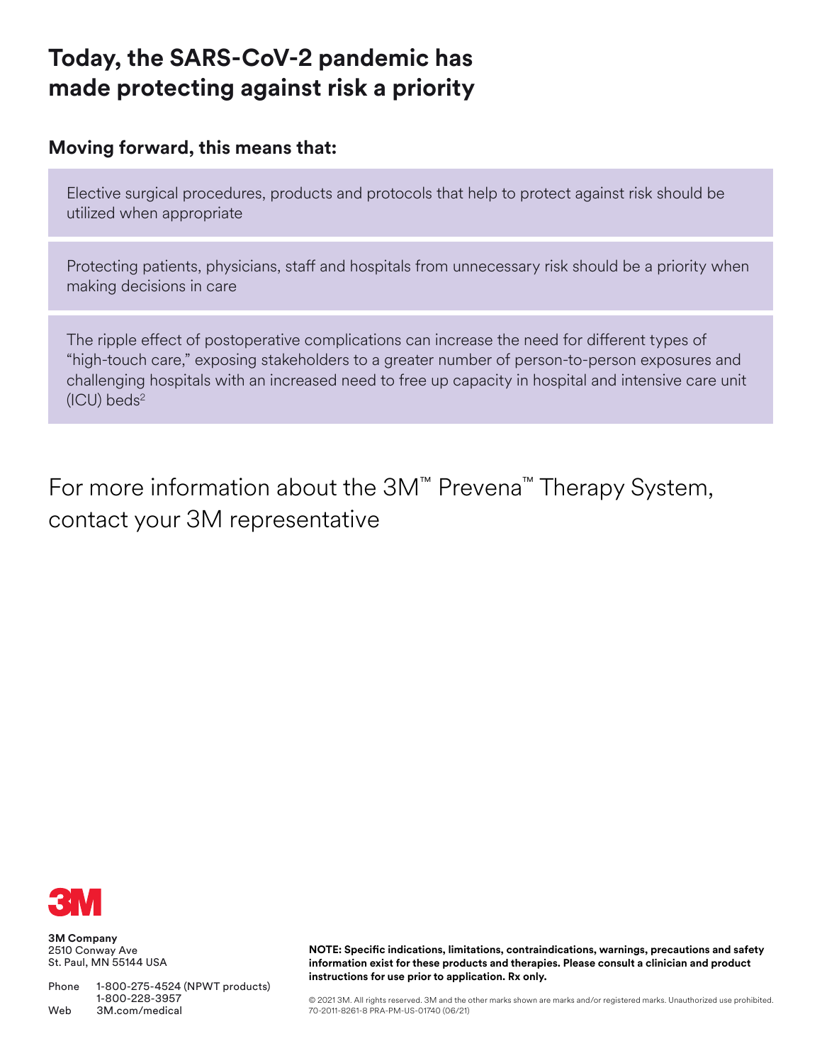## Today, the SARS-CoV-2 pandemic has made protecting against risk a priority

### Moving forward, this means that:

Elective surgical procedures, products and protocols that help to protect against risk should be utilized when appropriate

Protecting patients, physicians, staff and hospitals from unnecessary risk should be a priority when making decisions in care

The ripple effect of postoperative complications can increase the need for different types of “high-touch care,” exposing stakeholders to a greater number of person-to-person exposures and challenging hospitals with an increased need to free up capacity in hospital and intensive care unit (ICU) beds[2]

For more information about the 3M™ Prevena™ Therapy System, contact your 3M representative

3M

**3M Company**
2510 Conway Ave
St. Paul, MN 55144 USA

Phone 1-800-275-4524 (NPWT products)
1-800-228-3957
Web 3M.com/medical

**NOTE: Specific indications, limitations, contraindications, warnings, precautions and safety information exist for these products and therapies. Please consult a clinician and product instructions for use prior to application. Rx only.**

© 2021 3M. All rights reserved. 3M and the other marks shown are marks and/or registered marks. Unauthorized use prohibited.
70-2011-8261-8 PRA-PM-US-01740 (06/21)